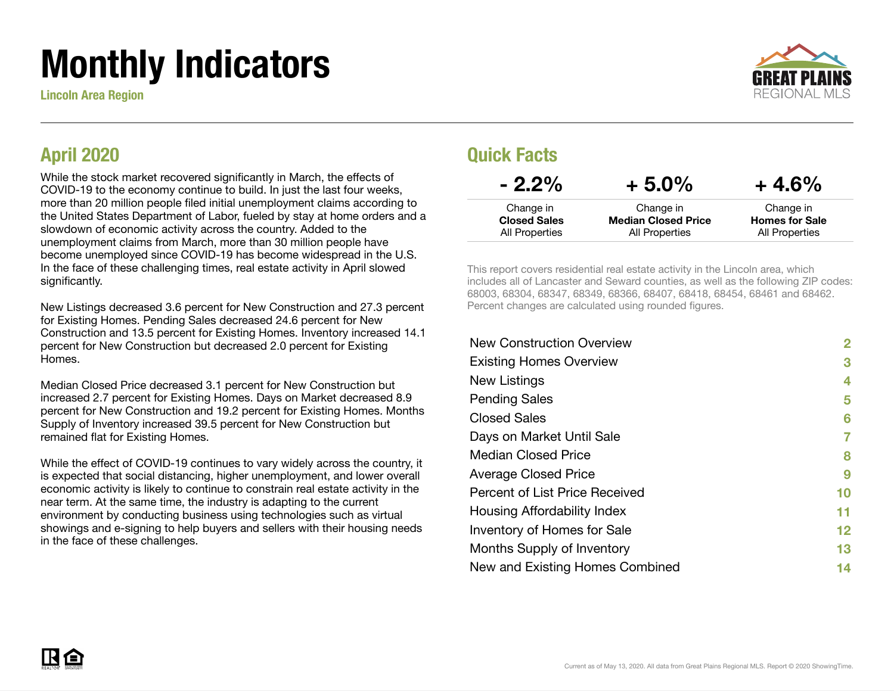# Monthly Indicators

**Lincoln Area Region**

GREAT PLAINS REGIONAL MLS

## April 2020

While the stock market recovered significantly in March, the effects of COVID-19 to the economy continue to build. In just the last four weeks, more than 20 million people filed initial unemployment claims according to the United States Department of Labor, fueled by stay at home orders and a slowdown of economic activity across the country. Added to the unemployment claims from March, more than 30 million people have become unemployed since COVID-19 has become widespread in the U.S. In the face of these challenging times, real estate activity in April slowed significantly.

New Listings decreased 3.6 percent for New Construction and 27.3 percent for Existing Homes. Pending Sales decreased 24.6 percent for New Construction and 13.5 percent for Existing Homes. Inventory increased 14.1 percent for New Construction but decreased 2.0 percent for Existing Homes.

Median Closed Price decreased 3.1 percent for New Construction but increased 2.7 percent for Existing Homes. Days on Market decreased 8.9 percent for New Construction and 19.2 percent for Existing Homes. Months Supply of Inventory increased 39.5 percent for New Construction but remained flat for Existing Homes.

While the effect of COVID-19 continues to vary widely across the country, it is expected that social distancing, higher unemployment, and lower overall economic activity is likely to continue to constrain real estate activity in the near term. At the same time, the industry is adapting to the current environment by conducting business using technologies such as virtual showings and e-signing to help buyers and sellers with their housing needs in the face of these challenges.

## Quick Facts

| - 2.2% | + 5.0% | + 4.6% |
| --- | --- | --- |
| Change in **Closed Sales** All Properties | Change in **Median Closed Price** All Properties | Change in **Homes for Sale** All Properties |

This report covers residential real estate activity in the Lincoln area, which includes all of Lancaster and Seward counties, as well as the following ZIP codes: 68003, 68304, 68347, 68349, 68366, 68407, 68418, 68454, 68461 and 68462. Percent changes are calculated using rounded figures.

| | |
| --- | --- |
| New Construction Overview | 2 |
| Existing Homes Overview | 3 |
| New Listings | 4 |
| Pending Sales | 5 |
| Closed Sales | 6 |
| Days on Market Until Sale | 7 |
| Median Closed Price | 8 |
| Average Closed Price | 9 |
| Percent of List Price Received | 10 |
| Housing Affordability Index | 11 |
| Inventory of Homes for Sale | 12 |
| Months Supply of Inventory | 13 |
| New and Existing Homes Combined | 14 |

Current as of May 13, 2020. All data from Great Plains Regional MLS. Report © 2020 ShowingTime.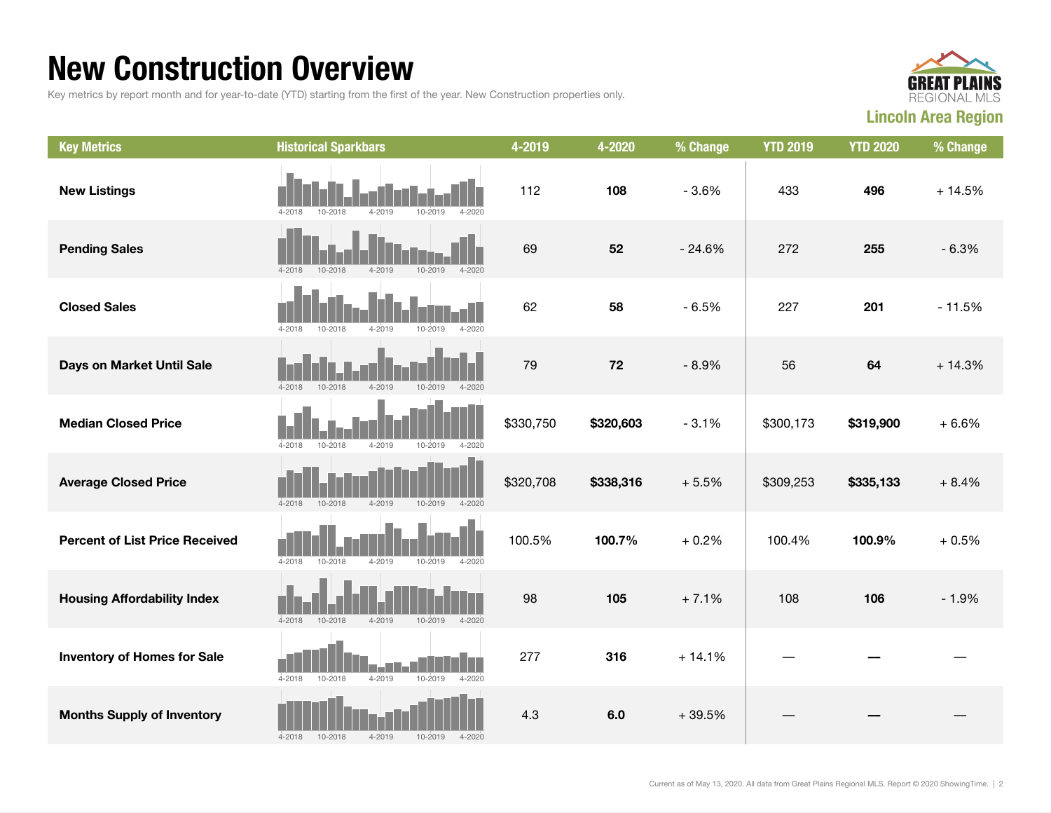# New Construction Overview

Key metrics by report month and for year-to-date (YTD) starting from the first of the year. New Construction properties only.

**GREAT PLAINS REGIONAL MLS**

**Lincoln Area Region**

| Key Metrics | Historical Sparkbars | 4-2019 | 4-2020 | % Change | YTD 2019 | YTD 2020 | % Change |
|---|---|---|---|---|---|---|---|
| **New Listings** | 4-2018 10-2018 4-2019 10-2019 4-2020 | 112 | **108** | - 3.6% | 433 | **496** | + 14.5% |
| **Pending Sales** | 4-2018 10-2018 4-2019 10-2019 4-2020 | 69 | **52** | - 24.6% | 272 | **255** | - 6.3% |
| **Closed Sales** | 4-2018 10-2018 4-2019 10-2019 4-2020 | 62 | **58** | - 6.5% | 227 | **201** | - 11.5% |
| **Days on Market Until Sale** | 4-2018 10-2018 4-2019 10-2019 4-2020 | 79 | **72** | - 8.9% | 56 | **64** | + 14.3% |
| **Median Closed Price** | 4-2018 10-2018 4-2019 10-2019 4-2020 | $330,750 | **$320,603** | - 3.1% | $300,173 | **$319,900** | + 6.6% |
| **Average Closed Price** | 4-2018 10-2018 4-2019 10-2019 4-2020 | $320,708 | **$338,316** | + 5.5% | $309,253 | **$335,133** | + 8.4% |
| **Percent of List Price Received** | 4-2018 10-2018 4-2019 10-2019 4-2020 | 100.5% | **100.7%** | + 0.2% | 100.4% | **100.9%** | + 0.5% |
| **Housing Affordability Index** | 4-2018 10-2018 4-2019 10-2019 4-2020 | 98 | **105** | + 7.1% | 108 | **106** | - 1.9% |
| **Inventory of Homes for Sale** | 4-2018 10-2018 4-2019 10-2019 4-2020 | 277 | **316** | + 14.1% | — | **—** | — |
| **Months Supply of Inventory** | 4-2018 10-2018 4-2019 10-2019 4-2020 | 4.3 | **6.0** | + 39.5% | — | **—** | — |

Current as of May 13, 2020. All data from Great Plains Regional MLS. Report © 2020 ShowingTime.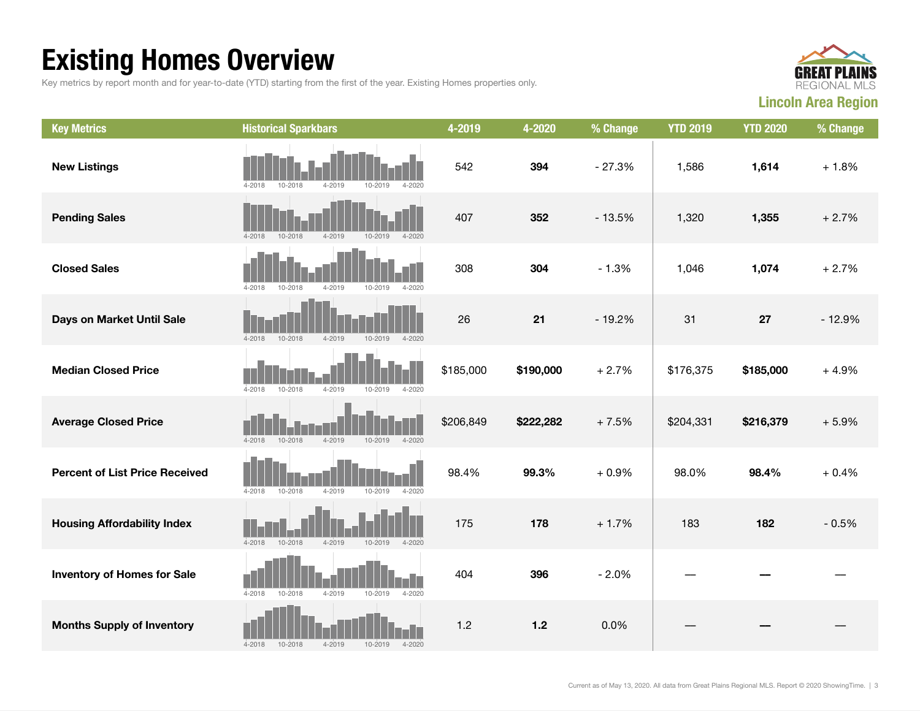# Existing Homes Overview

Key metrics by report month and for year-to-date (YTD) starting from the first of the year. Existing Homes properties only.

**Lincoln Area Region**

| Key Metrics | Historical Sparkbars | 4-2019 | 4-2020 | % Change | YTD 2019 | YTD 2020 | % Change |
|---|---|---|---|---|---|---|---|
| **New Listings** | 4-2018 10-2018 4-2019 10-2019 4-2020 | 542 | **394** | - 27.3% | 1,586 | **1,614** | + 1.8% |
| **Pending Sales** | 4-2018 10-2018 4-2019 10-2019 4-2020 | 407 | **352** | - 13.5% | 1,320 | **1,355** | + 2.7% |
| **Closed Sales** | 4-2018 10-2018 4-2019 10-2019 4-2020 | 308 | **304** | - 1.3% | 1,046 | **1,074** | + 2.7% |
| **Days on Market Until Sale** | 4-2018 10-2018 4-2019 10-2019 4-2020 | 26 | **21** | - 19.2% | 31 | **27** | - 12.9% |
| **Median Closed Price** | 4-2018 10-2018 4-2019 10-2019 4-2020 | $185,000 | **$190,000** | + 2.7% | $176,375 | **$185,000** | + 4.9% |
| **Average Closed Price** | 4-2018 10-2018 4-2019 10-2019 4-2020 | $206,849 | **$222,282** | + 7.5% | $204,331 | **$216,379** | + 5.9% |
| **Percent of List Price Received** | 4-2018 10-2018 4-2019 10-2019 4-2020 | 98.4% | **99.3%** | + 0.9% | 98.0% | **98.4%** | + 0.4% |
| **Housing Affordability Index** | 4-2018 10-2018 4-2019 10-2019 4-2020 | 175 | **178** | + 1.7% | 183 | **182** | - 0.5% |
| **Inventory of Homes for Sale** | 4-2018 10-2018 4-2019 10-2019 4-2020 | 404 | **396** | - 2.0% | — | **—** | — |
| **Months Supply of Inventory** | 4-2018 10-2018 4-2019 10-2019 4-2020 | 1.2 | **1.2** | 0.0% | — | **—** | — |

Current as of May 13, 2020. All data from Great Plains Regional MLS. Report © 2020 ShowingTime.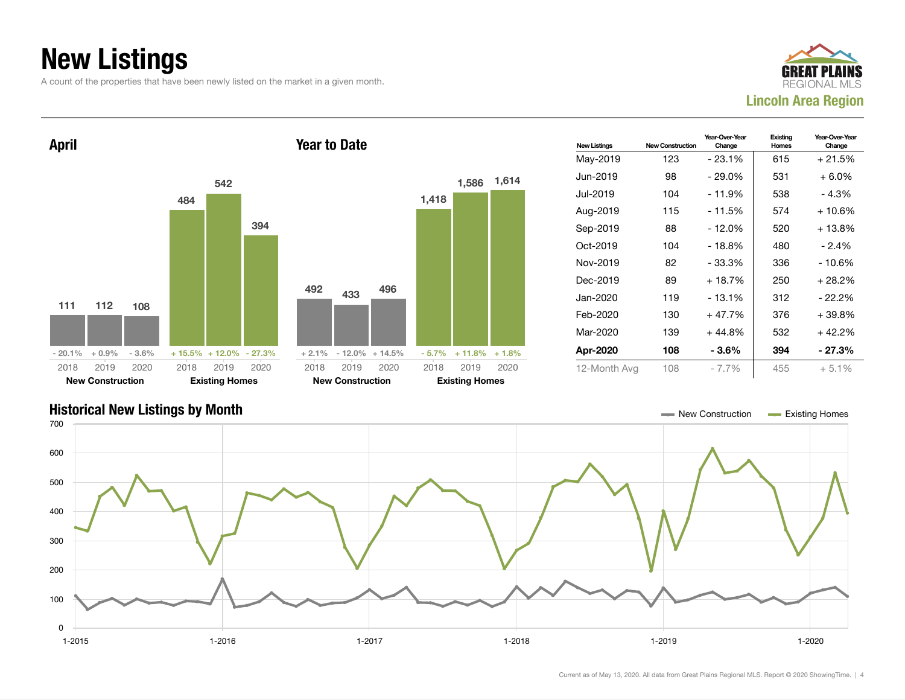# New Listings

A count of the properties that have been newly listed on the market in a given month.

**Lincoln Area Region**

## April

| | 2018 | 2019 | 2020 |
|---|---|---|---|
| New Construction | 111 | 112 | 108 |
| Change | - 20.1% | + 0.9% | - 3.6% |
| Existing Homes | 484 | 542 | 394 |
| Change | + 15.5% | + 12.0% | - 27.3% |

## Year to Date

| | 2018 | 2019 | 2020 |
|---|---|---|---|
| New Construction | 492 | 433 | 496 |
| Change | + 2.1% | - 12.0% | + 14.5% |
| Existing Homes | 1,418 | 1,586 | 1,614 |
| Change | - 5.7% | + 11.8% | + 1.8% |

| New Listings | New Construction | Year-Over-Year Change | Existing Homes | Year-Over-Year Change |
|---|---|---|---|---|
| May-2019 | 123 | - 23.1% | 615 | + 21.5% |
| Jun-2019 | 98 | - 29.0% | 531 | + 6.0% |
| Jul-2019 | 104 | - 11.9% | 538 | - 4.3% |
| Aug-2019 | 115 | - 11.5% | 574 | + 10.6% |
| Sep-2019 | 88 | - 12.0% | 520 | + 13.8% |
| Oct-2019 | 104 | - 18.8% | 480 | - 2.4% |
| Nov-2019 | 82 | - 33.3% | 336 | - 10.6% |
| Dec-2019 | 89 | + 18.7% | 250 | + 28.2% |
| Jan-2020 | 119 | - 13.1% | 312 | - 22.2% |
| Feb-2020 | 130 | + 47.7% | 376 | + 39.8% |
| Mar-2020 | 139 | + 44.8% | 532 | + 42.2% |
| **Apr-2020** | **108** | **- 3.6%** | **394** | **- 27.3%** |
| 12-Month Avg | 108 | - 7.7% | 455 | + 5.1% |

## Historical New Listings by Month

Current as of May 13, 2020. All data from Great Plains Regional MLS. Report © 2020 ShowingTime.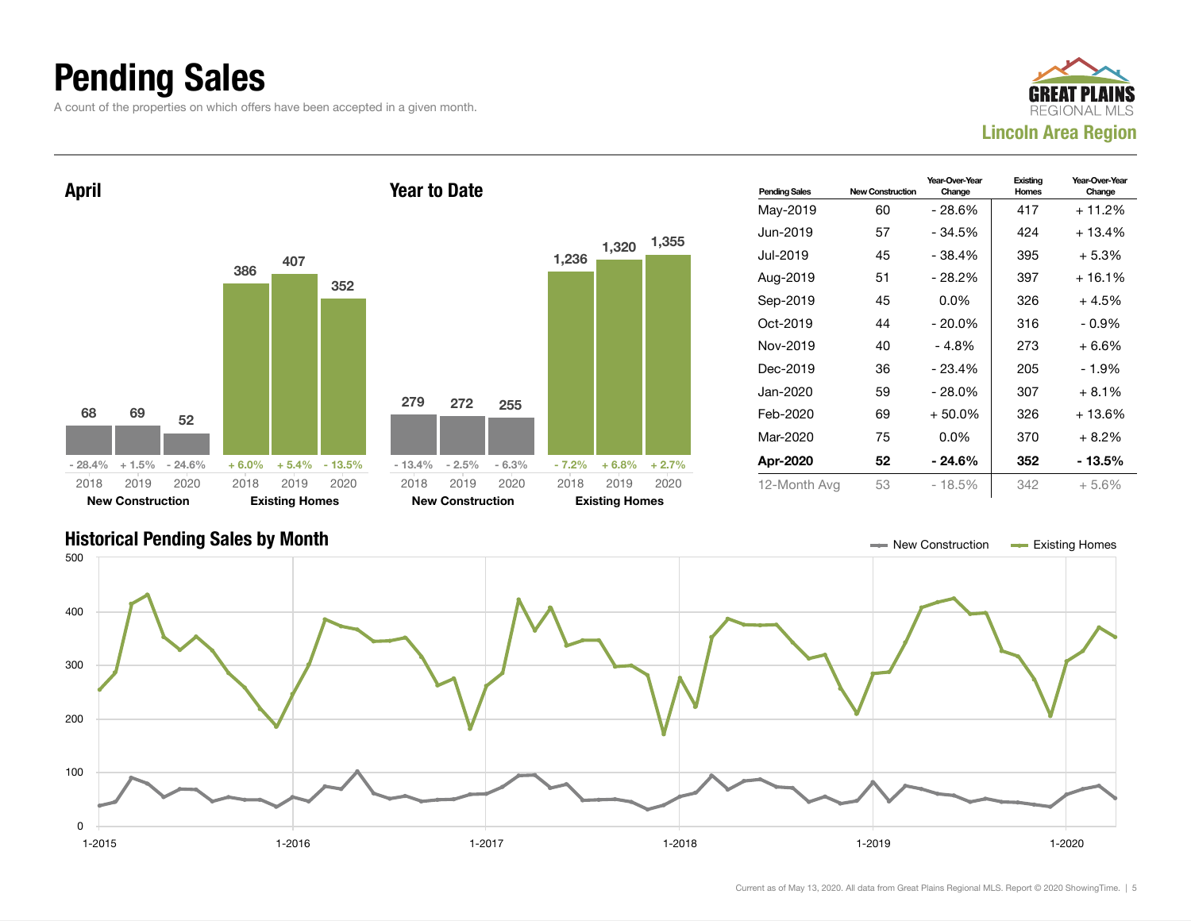# Pending Sales

A count of the properties on which offers have been accepted in a given month.

**GREAT PLAINS REGIONAL MLS**
**Lincoln Area Region**

## April

| | 2018 | 2019 | 2020 |
|---|---|---|---|
| New Construction | 68 | 69 | 52 |
| Change | - 28.4% | + 1.5% | - 24.6% |
| Existing Homes | 386 | 407 | 352 |
| Change | + 6.0% | + 5.4% | - 13.5% |

## Year to Date

| | 2018 | 2019 | 2020 |
|---|---|---|---|
| New Construction | 279 | 272 | 255 |
| Change | - 13.4% | - 2.5% | - 6.3% |
| Existing Homes | 1,236 | 1,320 | 1,355 |
| Change | - 7.2% | + 6.8% | + 2.7% |

| Pending Sales | New Construction | Year-Over-Year Change | Existing Homes | Year-Over-Year Change |
|---|---|---|---|---|
| May-2019 | 60 | - 28.6% | 417 | + 11.2% |
| Jun-2019 | 57 | - 34.5% | 424 | + 13.4% |
| Jul-2019 | 45 | - 38.4% | 395 | + 5.3% |
| Aug-2019 | 51 | - 28.2% | 397 | + 16.1% |
| Sep-2019 | 45 | 0.0% | 326 | + 4.5% |
| Oct-2019 | 44 | - 20.0% | 316 | - 0.9% |
| Nov-2019 | 40 | - 4.8% | 273 | + 6.6% |
| Dec-2019 | 36 | - 23.4% | 205 | - 1.9% |
| Jan-2020 | 59 | - 28.0% | 307 | + 8.1% |
| Feb-2020 | 69 | + 50.0% | 326 | + 13.6% |
| Mar-2020 | 75 | 0.0% | 370 | + 8.2% |
| **Apr-2020** | **52** | **- 24.6%** | **352** | **- 13.5%** |
| 12-Month Avg | 53 | - 18.5% | 342 | + 5.6% |

## Historical Pending Sales by Month

Legend: New Construction, Existing Homes

Y-axis: 0, 100, 200, 300, 400, 500
X-axis: 1-2015, 1-2016, 1-2017, 1-2018, 1-2019, 1-2020

Current as of May 13, 2020. All data from Great Plains Regional MLS. Report © 2020 ShowingTime.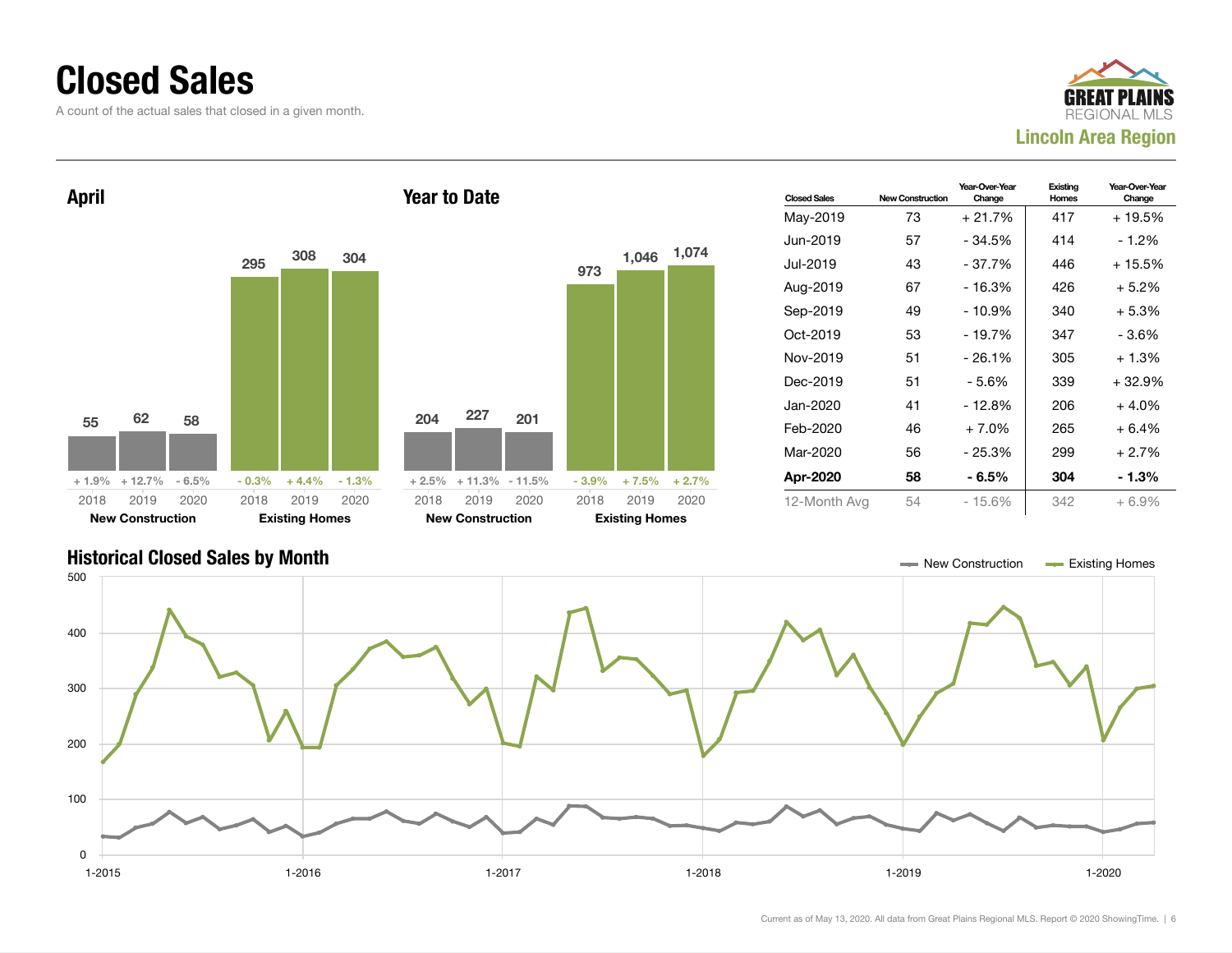# Closed Sales

A count of the actual sales that closed in a given month.

GREAT PLAINS REGIONAL MLS
**Lincoln Area Region**

## April

| | 2018 | 2019 | 2020 |
|---|---|---|---|
| New Construction | 55 | 62 | 58 |
| Change | + 1.9% | + 12.7% | - 6.5% |
| Existing Homes | 295 | 308 | 304 |
| Change | - 0.3% | + 4.4% | - 1.3% |

## Year to Date

| | 2018 | 2019 | 2020 |
|---|---|---|---|
| New Construction | 204 | 227 | 201 |
| Change | + 2.5% | + 11.3% | - 11.5% |
| Existing Homes | 973 | 1,046 | 1,074 |
| Change | - 3.9% | + 7.5% | + 2.7% |

| Closed Sales | New Construction | Year-Over-Year Change | Existing Homes | Year-Over-Year Change |
|---|---|---|---|---|
| May-2019 | 73 | + 21.7% | 417 | + 19.5% |
| Jun-2019 | 57 | - 34.5% | 414 | - 1.2% |
| Jul-2019 | 43 | - 37.7% | 446 | + 15.5% |
| Aug-2019 | 67 | - 16.3% | 426 | + 5.2% |
| Sep-2019 | 49 | - 10.9% | 340 | + 5.3% |
| Oct-2019 | 53 | - 19.7% | 347 | - 3.6% |
| Nov-2019 | 51 | - 26.1% | 305 | + 1.3% |
| Dec-2019 | 51 | - 5.6% | 339 | + 32.9% |
| Jan-2020 | 41 | - 12.8% | 206 | + 4.0% |
| Feb-2020 | 46 | + 7.0% | 265 | + 6.4% |
| Mar-2020 | 56 | - 25.3% | 299 | + 2.7% |
| **Apr-2020** | **58** | **- 6.5%** | **304** | **- 1.3%** |
| 12-Month Avg | 54 | - 15.6% | 342 | + 6.9% |

## Historical Closed Sales by Month

New Construction / Existing Homes

Current as of May 13, 2020. All data from Great Plains Regional MLS. Report © 2020 ShowingTime.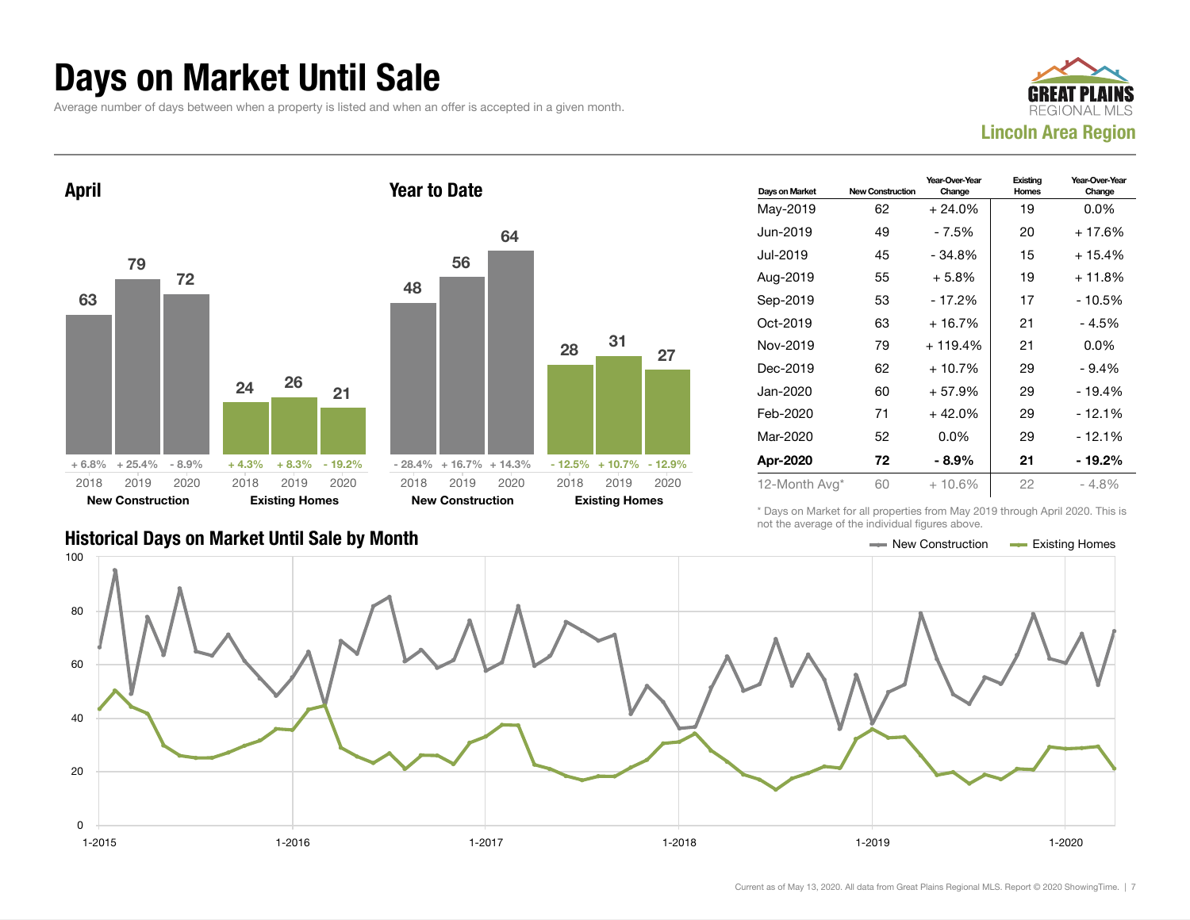# Days on Market Until Sale

Average number of days between when a property is listed and when an offer is accepted in a given month.

**Great Plains Regional MLS — Lincoln Area Region**

## April

| | 2018 | 2019 | 2020 |
|---|---|---|---|
| New Construction | 63 | 79 | 72 |
| Year-Over-Year Change | + 6.8% | + 25.4% | - 8.9% |
| Existing Homes | 24 | 26 | 21 |
| Year-Over-Year Change | + 4.3% | + 8.3% | - 19.2% |

## Year to Date

| | 2018 | 2019 | 2020 |
|---|---|---|---|
| New Construction | 48 | 56 | 64 |
| Year-Over-Year Change | - 28.4% | + 16.7% | + 14.3% |
| Existing Homes | 28 | 31 | 27 |
| Year-Over-Year Change | - 12.5% | + 10.7% | - 12.9% |

| Days on Market | New Construction | Year-Over-Year Change | Existing Homes | Year-Over-Year Change |
|---|---|---|---|---|
| May-2019 | 62 | + 24.0% | 19 | 0.0% |
| Jun-2019 | 49 | - 7.5% | 20 | + 17.6% |
| Jul-2019 | 45 | - 34.8% | 15 | + 15.4% |
| Aug-2019 | 55 | + 5.8% | 19 | + 11.8% |
| Sep-2019 | 53 | - 17.2% | 17 | - 10.5% |
| Oct-2019 | 63 | + 16.7% | 21 | - 4.5% |
| Nov-2019 | 79 | + 119.4% | 21 | 0.0% |
| Dec-2019 | 62 | + 10.7% | 29 | - 9.4% |
| Jan-2020 | 60 | + 57.9% | 29 | - 19.4% |
| Feb-2020 | 71 | + 42.0% | 29 | - 12.1% |
| Mar-2020 | 52 | 0.0% | 29 | - 12.1% |
| **Apr-2020** | **72** | **- 8.9%** | **21** | **- 19.2%** |
| 12-Month Avg* | 60 | + 10.6% | 22 | - 4.8% |

\* Days on Market for all properties from May 2019 through April 2020. This is not the average of the individual figures above.

## Historical Days on Market Until Sale by Month

Legend: New Construction, Existing Homes

Y-axis: 0–100; X-axis: 1-2015, 1-2016, 1-2017, 1-2018, 1-2019, 1-2020

Current as of May 13, 2020. All data from Great Plains Regional MLS. Report © 2020 ShowingTime.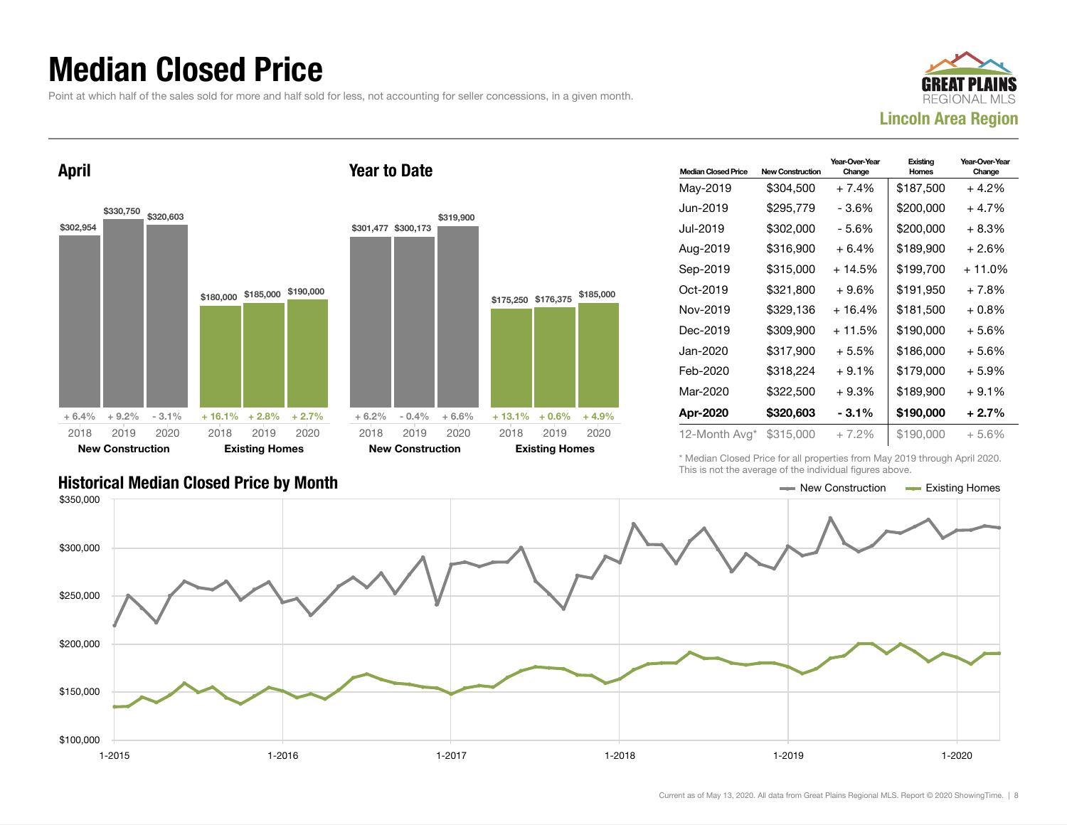# Median Closed Price

Point at which half of the sales sold for more and half sold for less, not accounting for seller concessions, in a given month.

**GREAT PLAINS REGIONAL MLS**
**Lincoln Area Region**

## April

| | 2018 | 2019 | 2020 |
|---|---|---|---|
| **New Construction** | $302,954 | $330,750 | $320,603 |
| Change | + 6.4% | + 9.2% | - 3.1% |
| **Existing Homes** | $180,000 | $185,000 | $190,000 |
| Change | + 16.1% | + 2.8% | + 2.7% |

## Year to Date

| | 2018 | 2019 | 2020 |
|---|---|---|---|
| **New Construction** | $301,477 | $300,173 | $319,900 |
| Change | + 6.2% | - 0.4% | + 6.6% |
| **Existing Homes** | $175,250 | $176,375 | $185,000 |
| Change | + 13.1% | + 0.6% | + 4.9% |

| Median Closed Price | New Construction | Year-Over-Year Change | Existing Homes | Year-Over-Year Change |
|---|---|---|---|---|
| May-2019 | $304,500 | + 7.4% | $187,500 | + 4.2% |
| Jun-2019 | $295,779 | - 3.6% | $200,000 | + 4.7% |
| Jul-2019 | $302,000 | - 5.6% | $200,000 | + 8.3% |
| Aug-2019 | $316,900 | + 6.4% | $189,900 | + 2.6% |
| Sep-2019 | $315,000 | + 14.5% | $199,700 | + 11.0% |
| Oct-2019 | $321,800 | + 9.6% | $191,950 | + 7.8% |
| Nov-2019 | $329,136 | + 16.4% | $181,500 | + 0.8% |
| Dec-2019 | $309,900 | + 11.5% | $190,000 | + 5.6% |
| Jan-2020 | $317,900 | + 5.5% | $186,000 | + 5.6% |
| Feb-2020 | $318,224 | + 9.1% | $179,000 | + 5.9% |
| Mar-2020 | $322,500 | + 9.3% | $189,900 | + 9.1% |
| **Apr-2020** | **$320,603** | **- 3.1%** | **$190,000** | **+ 2.7%** |
| 12-Month Avg* | $315,000 | + 7.2% | $190,000 | + 5.6% |

\* Median Closed Price for all properties from May 2019 through April 2020. This is not the average of the individual figures above.

## Historical Median Closed Price by Month

New Construction — Existing Homes

$350,000 / $300,000 / $250,000 / $200,000 / $150,000 / $100,000

1-2015 / 1-2016 / 1-2017 / 1-2018 / 1-2019 / 1-2020

Current as of May 13, 2020. All data from Great Plains Regional MLS. Report © 2020 ShowingTime.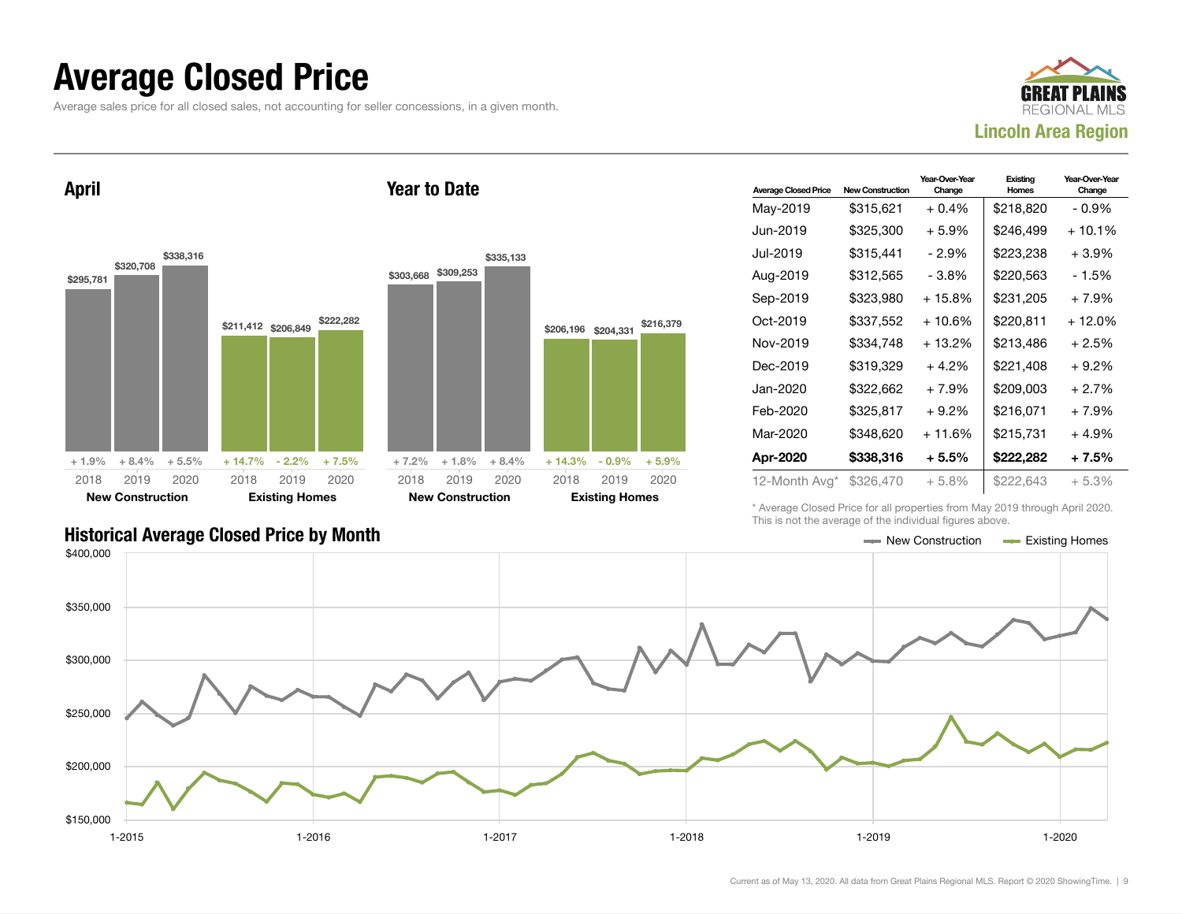# Average Closed Price

Average sales price for all closed sales, not accounting for seller concessions, in a given month.

**GREAT PLAINS REGIONAL MLS**
**Lincoln Area Region**

## April

| | 2018 | 2019 | 2020 |
|---|---|---|---|
| **New Construction** | $295,781 | $320,708 | $338,316 |
| | + 1.9% | + 8.4% | + 5.5% |
| **Existing Homes** | $211,412 | $206,849 | $222,282 |
| | + 14.7% | - 2.2% | + 7.5% |

## Year to Date

| | 2018 | 2019 | 2020 |
|---|---|---|---|
| **New Construction** | $303,668 | $309,253 | $335,133 |
| | + 7.2% | + 1.8% | + 8.4% |
| **Existing Homes** | $206,196 | $204,331 | $216,379 |
| | + 14.3% | - 0.9% | + 5.9% |

| Average Closed Price | New Construction | Year-Over-Year Change | Existing Homes | Year-Over-Year Change |
|---|---|---|---|---|
| May-2019 | $315,621 | + 0.4% | $218,820 | - 0.9% |
| Jun-2019 | $325,300 | + 5.9% | $246,499 | + 10.1% |
| Jul-2019 | $315,441 | - 2.9% | $223,238 | + 3.9% |
| Aug-2019 | $312,565 | - 3.8% | $220,563 | - 1.5% |
| Sep-2019 | $323,980 | + 15.8% | $231,205 | + 7.9% |
| Oct-2019 | $337,552 | + 10.6% | $220,811 | + 12.0% |
| Nov-2019 | $334,748 | + 13.2% | $213,486 | + 2.5% |
| Dec-2019 | $319,329 | + 4.2% | $221,408 | + 9.2% |
| Jan-2020 | $322,662 | + 7.9% | $209,003 | + 2.7% |
| Feb-2020 | $325,817 | + 9.2% | $216,071 | + 7.9% |
| Mar-2020 | $348,620 | + 11.6% | $215,731 | + 4.9% |
| **Apr-2020** | **$338,316** | **+ 5.5%** | **$222,282** | **+ 7.5%** |
| 12-Month Avg* | $326,470 | + 5.8% | $222,643 | + 5.3% |

\* Average Closed Price for all properties from May 2019 through April 2020. This is not the average of the individual figures above.

## Historical Average Closed Price by Month

New Construction — Existing Homes

(Chart y-axis: $150,000 to $400,000; x-axis: 1-2015, 1-2016, 1-2017, 1-2018, 1-2019, 1-2020)

Current as of May 13, 2020. All data from Great Plains Regional MLS. Report © 2020 ShowingTime.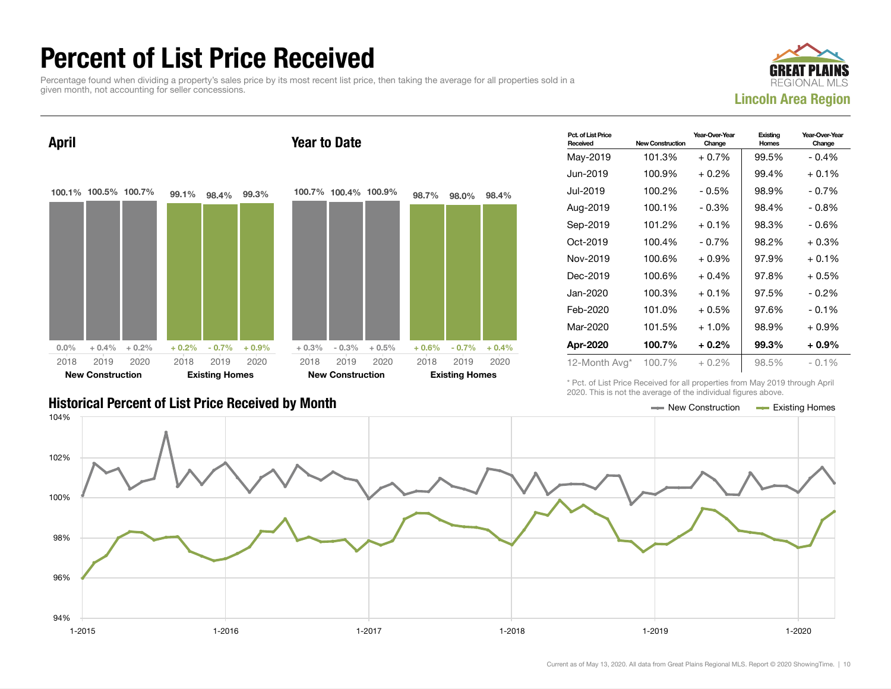# Percent of List Price Received

Percentage found when dividing a property's sales price by its most recent list price, then taking the average for all properties sold in a given month, not accounting for seller concessions.

**GREAT PLAINS REGIONAL MLS**
**Lincoln Area Region**

## April

| | 2018 | 2019 | 2020 |
|---|---|---|---|
| **New Construction** | 100.1% | 100.5% | 100.7% |
| Change | 0.0% | + 0.4% | + 0.2% |
| **Existing Homes** | 99.1% | 98.4% | 99.3% |
| Change | + 0.2% | - 0.7% | + 0.9% |

## Year to Date

| | 2018 | 2019 | 2020 |
|---|---|---|---|
| **New Construction** | 100.7% | 100.4% | 100.9% |
| Change | + 0.3% | - 0.3% | + 0.5% |
| **Existing Homes** | 98.7% | 98.0% | 98.4% |
| Change | + 0.6% | - 0.7% | + 0.4% |

| Pct. of List Price Received | New Construction | Year-Over-Year Change | Existing Homes | Year-Over-Year Change |
|---|---|---|---|---|
| May-2019 | 101.3% | + 0.7% | 99.5% | - 0.4% |
| Jun-2019 | 100.9% | + 0.2% | 99.4% | + 0.1% |
| Jul-2019 | 100.2% | - 0.5% | 98.9% | - 0.7% |
| Aug-2019 | 100.1% | - 0.3% | 98.4% | - 0.8% |
| Sep-2019 | 101.2% | + 0.1% | 98.3% | - 0.6% |
| Oct-2019 | 100.4% | - 0.7% | 98.2% | + 0.3% |
| Nov-2019 | 100.6% | + 0.9% | 97.9% | + 0.1% |
| Dec-2019 | 100.6% | + 0.4% | 97.8% | + 0.5% |
| Jan-2020 | 100.3% | + 0.1% | 97.5% | - 0.2% |
| Feb-2020 | 101.0% | + 0.5% | 97.6% | - 0.1% |
| Mar-2020 | 101.5% | + 1.0% | 98.9% | + 0.9% |
| **Apr-2020** | **100.7%** | **+ 0.2%** | **99.3%** | **+ 0.9%** |
| 12-Month Avg* | 100.7% | + 0.2% | 98.5% | - 0.1% |

\* Pct. of List Price Received for all properties from May 2019 through April 2020. This is not the average of the individual figures above.

## Historical Percent of List Price Received by Month

New Construction — Existing Homes

Y-axis: 94% to 104%; X-axis: 1-2015, 1-2016, 1-2017, 1-2018, 1-2019, 1-2020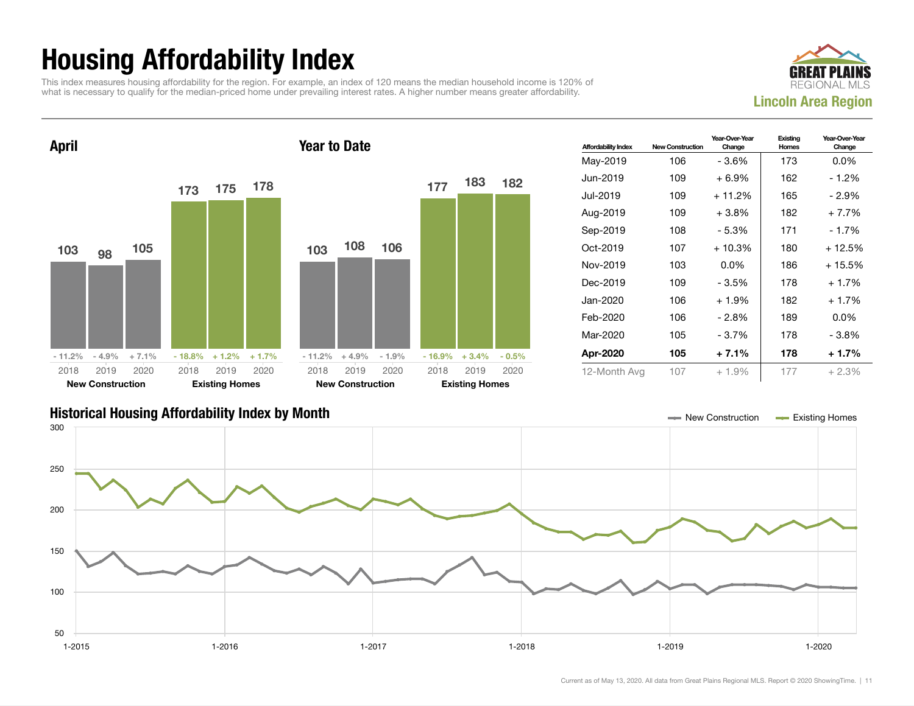# Housing Affordability Index

This index measures housing affordability for the region. For example, an index of 120 means the median household income is 120% of what is necessary to qualify for the median-priced home under prevailing interest rates. A higher number means greater affordability.

**GREAT PLAINS REGIONAL MLS**
**Lincoln Area Region**

## April

| | 2018 | 2019 | 2020 |
|---|---|---|---|
| New Construction | 103 | 98 | 105 |
| Change | - 11.2% | - 4.9% | + 7.1% |
| Existing Homes | 173 | 175 | 178 |
| Change | - 18.8% | + 1.2% | + 1.7% |

## Year to Date

| | 2018 | 2019 | 2020 |
|---|---|---|---|
| New Construction | 103 | 108 | 106 |
| Change | - 11.2% | + 4.9% | - 1.9% |
| Existing Homes | 177 | 183 | 182 |
| Change | - 16.9% | + 3.4% | - 0.5% |

| Affordability Index | New Construction | Year-Over-Year Change | Existing Homes | Year-Over-Year Change |
|---|---|---|---|---|
| May-2019 | 106 | - 3.6% | 173 | 0.0% |
| Jun-2019 | 109 | + 6.9% | 162 | - 1.2% |
| Jul-2019 | 109 | + 11.2% | 165 | - 2.9% |
| Aug-2019 | 109 | + 3.8% | 182 | + 7.7% |
| Sep-2019 | 108 | - 5.3% | 171 | - 1.7% |
| Oct-2019 | 107 | + 10.3% | 180 | + 12.5% |
| Nov-2019 | 103 | 0.0% | 186 | + 15.5% |
| Dec-2019 | 109 | - 3.5% | 178 | + 1.7% |
| Jan-2020 | 106 | + 1.9% | 182 | + 1.7% |
| Feb-2020 | 106 | - 2.8% | 189 | 0.0% |
| Mar-2020 | 105 | - 3.7% | 178 | - 3.8% |
| **Apr-2020** | **105** | **+ 7.1%** | **178** | **+ 1.7%** |
| 12-Month Avg | 107 | + 1.9% | 177 | + 2.3% |

## Historical Housing Affordability Index by Month

Legend: New Construction, Existing Homes

Current as of May 13, 2020. All data from Great Plains Regional MLS. Report © 2020 ShowingTime.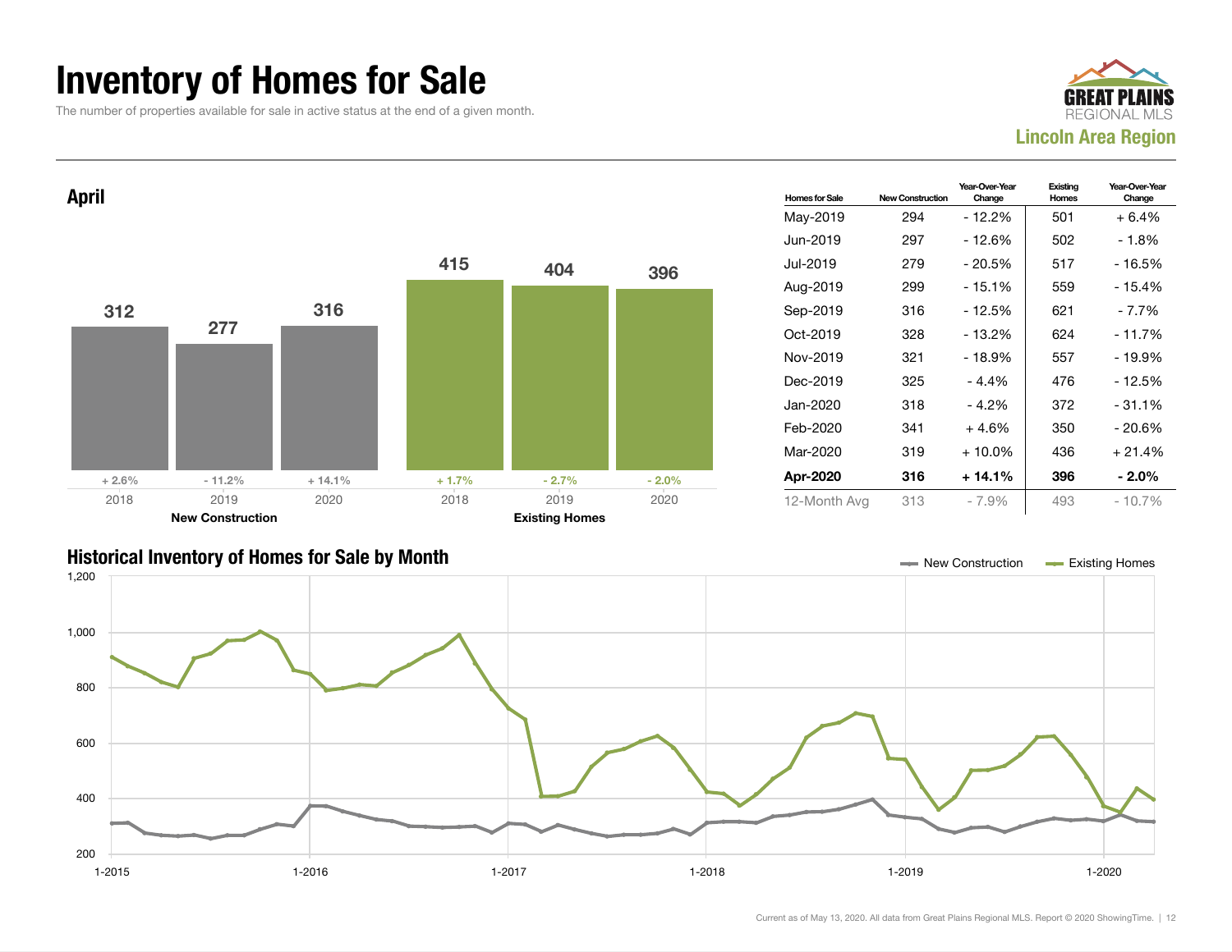# Inventory of Homes for Sale

The number of properties available for sale in active status at the end of a given month.

**GREAT PLAINS** REGIONAL MLS

**Lincoln Area Region**

## April

| | 2018 | 2019 | 2020 |
|---|---|---|---|
| **New Construction** | 312 | 277 | 316 |
| Change | + 2.6% | - 11.2% | + 14.1% |
| **Existing Homes** | 415 | 404 | 396 |
| Change | + 1.7% | - 2.7% | - 2.0% |

| Homes for Sale | New Construction | Year-Over-Year Change | Existing Homes | Year-Over-Year Change |
|---|---|---|---|---|
| May-2019 | 294 | - 12.2% | 501 | + 6.4% |
| Jun-2019 | 297 | - 12.6% | 502 | - 1.8% |
| Jul-2019 | 279 | - 20.5% | 517 | - 16.5% |
| Aug-2019 | 299 | - 15.1% | 559 | - 15.4% |
| Sep-2019 | 316 | - 12.5% | 621 | - 7.7% |
| Oct-2019 | 328 | - 13.2% | 624 | - 11.7% |
| Nov-2019 | 321 | - 18.9% | 557 | - 19.9% |
| Dec-2019 | 325 | - 4.4% | 476 | - 12.5% |
| Jan-2020 | 318 | - 4.2% | 372 | - 31.1% |
| Feb-2020 | 341 | + 4.6% | 350 | - 20.6% |
| Mar-2020 | 319 | + 10.0% | 436 | + 21.4% |
| **Apr-2020** | **316** | **+ 14.1%** | **396** | **- 2.0%** |
| 12-Month Avg | 313 | - 7.9% | 493 | - 10.7% |

## Historical Inventory of Homes for Sale by Month

Legend: New Construction, Existing Homes

Y-axis: 200 to 1,200. X-axis: 1-2015, 1-2016, 1-2017, 1-2018, 1-2019, 1-2020.

Current as of May 13, 2020. All data from Great Plains Regional MLS. Report © 2020 ShowingTime.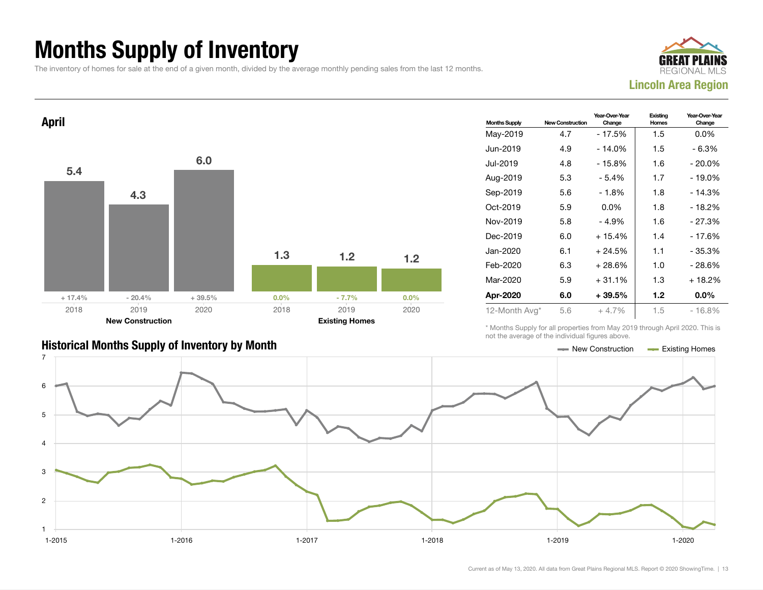# Months Supply of Inventory

The inventory of homes for sale at the end of a given month, divided by the average monthly pending sales from the last 12 months.

**Lincoln Area Region**

## April

| | 2018 | 2019 | 2020 |
|---|---|---|---|
| New Construction | 5.4 | 4.3 | 6.0 |
| Year-Over-Year Change | + 17.4% | - 20.4% | + 39.5% |
| Existing Homes | 1.3 | 1.2 | 1.2 |
| Year-Over-Year Change | 0.0% | - 7.7% | 0.0% |

| Months Supply | New Construction | Year-Over-Year Change | Existing Homes | Year-Over-Year Change |
|---|---|---|---|---|
| May-2019 | 4.7 | - 17.5% | 1.5 | 0.0% |
| Jun-2019 | 4.9 | - 14.0% | 1.5 | - 6.3% |
| Jul-2019 | 4.8 | - 15.8% | 1.6 | - 20.0% |
| Aug-2019 | 5.3 | - 5.4% | 1.7 | - 19.0% |
| Sep-2019 | 5.6 | - 1.8% | 1.8 | - 14.3% |
| Oct-2019 | 5.9 | 0.0% | 1.8 | - 18.2% |
| Nov-2019 | 5.8 | - 4.9% | 1.6 | - 27.3% |
| Dec-2019 | 6.0 | + 15.4% | 1.4 | - 17.6% |
| Jan-2020 | 6.1 | + 24.5% | 1.1 | - 35.3% |
| Feb-2020 | 6.3 | + 28.6% | 1.0 | - 28.6% |
| Mar-2020 | 5.9 | + 31.1% | 1.3 | + 18.2% |
| **Apr-2020** | **6.0** | **+ 39.5%** | **1.2** | **0.0%** |
| 12-Month Avg* | 5.6 | + 4.7% | 1.5 | - 16.8% |

\* Months Supply for all properties from May 2019 through April 2020. This is not the average of the individual figures above.

## Historical Months Supply of Inventory by Month

New Construction — Existing Homes

Current as of May 13, 2020. All data from Great Plains Regional MLS. Report © 2020 ShowingTime.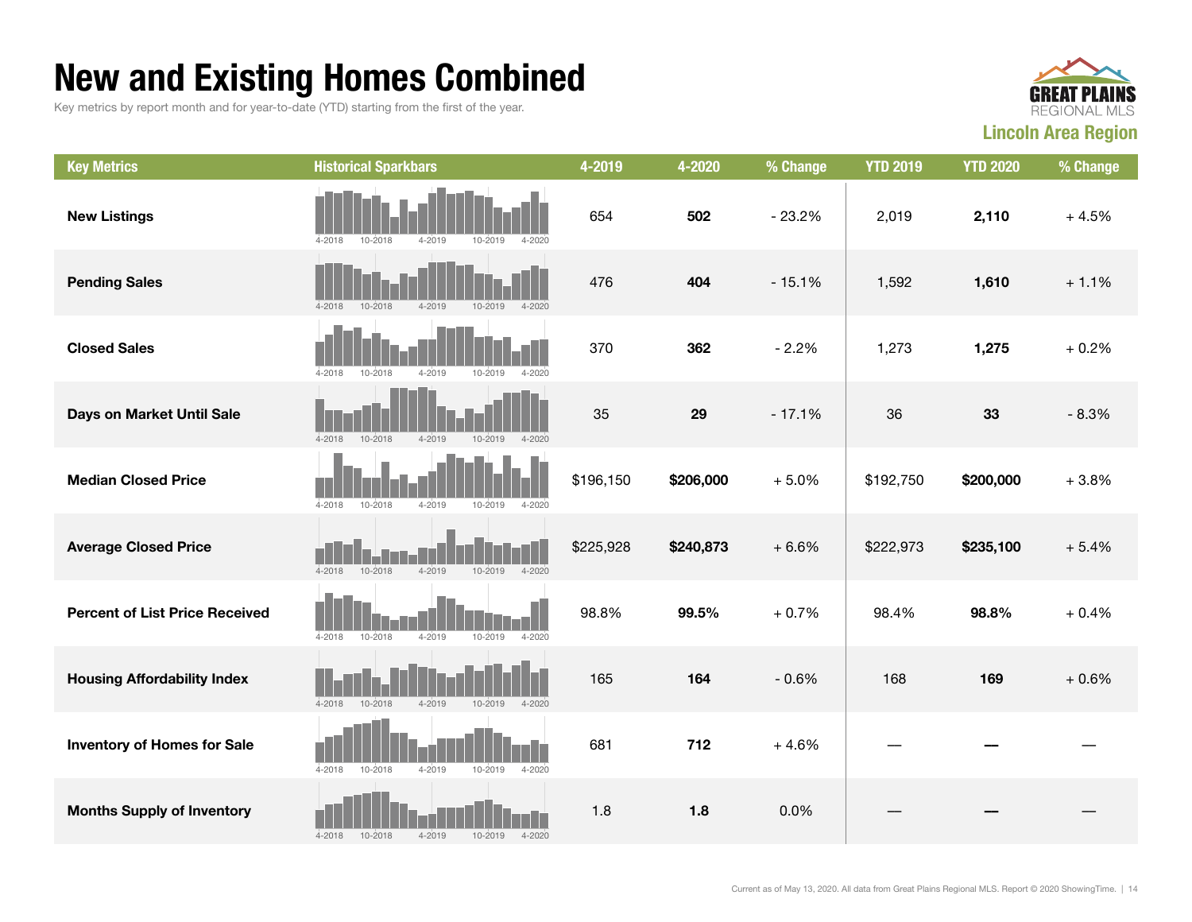# New and Existing Homes Combined

Key metrics by report month and for year-to-date (YTD) starting from the first of the year.

GREAT PLAINS REGIONAL MLS

**Lincoln Area Region**

| Key Metrics | Historical Sparkbars | 4-2019 | 4-2020 | % Change | YTD 2019 | YTD 2020 | % Change |
|---|---|---|---|---|---|---|---|
| **New Listings** | 4-2018 10-2018 4-2019 10-2019 4-2020 | 654 | **502** | - 23.2% | 2,019 | **2,110** | + 4.5% |
| **Pending Sales** | 4-2018 10-2018 4-2019 10-2019 4-2020 | 476 | **404** | - 15.1% | 1,592 | **1,610** | + 1.1% |
| **Closed Sales** | 4-2018 10-2018 4-2019 10-2019 4-2020 | 370 | **362** | - 2.2% | 1,273 | **1,275** | + 0.2% |
| **Days on Market Until Sale** | 4-2018 10-2018 4-2019 10-2019 4-2020 | 35 | **29** | - 17.1% | 36 | **33** | - 8.3% |
| **Median Closed Price** | 4-2018 10-2018 4-2019 10-2019 4-2020 | $196,150 | **$206,000** | + 5.0% | $192,750 | **$200,000** | + 3.8% |
| **Average Closed Price** | 4-2018 10-2018 4-2019 10-2019 4-2020 | $225,928 | **$240,873** | + 6.6% | $222,973 | **$235,100** | + 5.4% |
| **Percent of List Price Received** | 4-2018 10-2018 4-2019 10-2019 4-2020 | 98.8% | **99.5%** | + 0.7% | 98.4% | **98.8%** | + 0.4% |
| **Housing Affordability Index** | 4-2018 10-2018 4-2019 10-2019 4-2020 | 165 | **164** | - 0.6% | 168 | **169** | + 0.6% |
| **Inventory of Homes for Sale** | 4-2018 10-2018 4-2019 10-2019 4-2020 | 681 | **712** | + 4.6% | — | **—** | — |
| **Months Supply of Inventory** | 4-2018 10-2018 4-2019 10-2019 4-2020 | 1.8 | **1.8** | 0.0% | — | **—** | — |

Current as of May 13, 2020. All data from Great Plains Regional MLS. Report © 2020 ShowingTime.